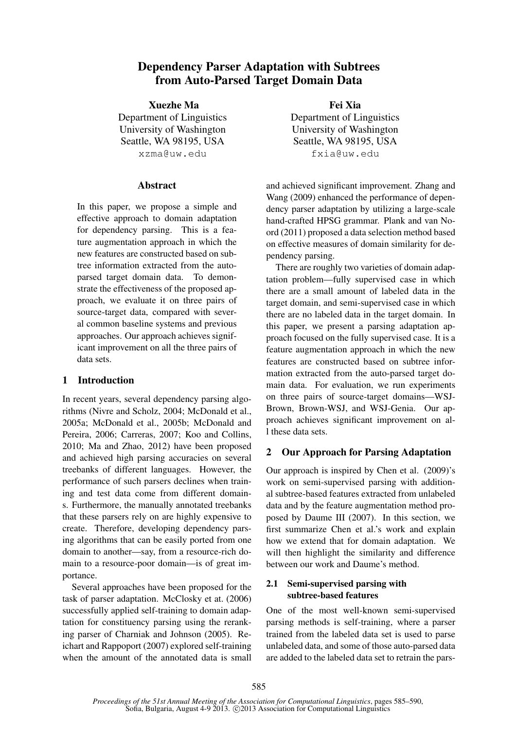# Dependency Parser Adaptation with Subtrees from Auto-Parsed Target Domain Data

**Xuezhe Ma**
Department of Linguistics
University of Washington
Seattle, WA 98195, USA
xzma@uw.edu

**Fei Xia**
Department of Linguistics
University of Washington
Seattle, WA 98195, USA
fxia@uw.edu

## Abstract

In this paper, we propose a simple and effective approach to domain adaptation for dependency parsing. This is a feature augmentation approach in which the new features are constructed based on subtree information extracted from the auto-parsed target domain data. To demonstrate the effectiveness of the proposed approach, we evaluate it on three pairs of source-target data, compared with several common baseline systems and previous approaches. Our approach achieves significant improvement on all the three pairs of data sets.

## 1 Introduction

In recent years, several dependency parsing algorithms (Nivre and Scholz, 2004; McDonald et al., 2005a; McDonald et al., 2005b; McDonald and Pereira, 2006; Carreras, 2007; Koo and Collins, 2010; Ma and Zhao, 2012) have been proposed and achieved high parsing accuracies on several treebanks of different languages. However, the performance of such parsers declines when training and test data come from different domains. Furthermore, the manually annotated treebanks that these parsers rely on are highly expensive to create. Therefore, developing dependency parsing algorithms that can be easily ported from one domain to another—say, from a resource-rich domain to a resource-poor domain—is of great importance.

Several approaches have been proposed for the task of parser adaptation. McClosky et at. (2006) successfully applied self-training to domain adaptation for constituency parsing using the reranking parser of Charniak and Johnson (2005). Reichart and Rappoport (2007) explored self-training when the amount of the annotated data is small and achieved significant improvement. Zhang and Wang (2009) enhanced the performance of dependency parser adaptation by utilizing a large-scale hand-crafted HPSG grammar. Plank and van Noord (2011) proposed a data selection method based on effective measures of domain similarity for dependency parsing.

There are roughly two varieties of domain adaptation problem—fully supervised case in which there are a small amount of labeled data in the target domain, and semi-supervised case in which there are no labeled data in the target domain. In this paper, we present a parsing adaptation approach focused on the fully supervised case. It is a feature augmentation approach in which the new features are constructed based on subtree information extracted from the auto-parsed target domain data. For evaluation, we run experiments on three pairs of source-target domains—WSJ-Brown, Brown-WSJ, and WSJ-Genia. Our approach achieves significant improvement on all these data sets.

## 2 Our Approach for Parsing Adaptation

Our approach is inspired by Chen et al. (2009)'s work on semi-supervised parsing with additional subtree-based features extracted from unlabeled data and by the feature augmentation method proposed by Daume III (2007). In this section, we first summarize Chen et al.'s work and explain how we extend that for domain adaptation. We will then highlight the similarity and difference between our work and Daume's method.

### 2.1 Semi-supervised parsing with subtree-based features

One of the most well-known semi-supervised parsing methods is self-training, where a parser trained from the labeled data set is used to parse unlabeled data, and some of those auto-parsed data are added to the labeled data set to retrain the pars-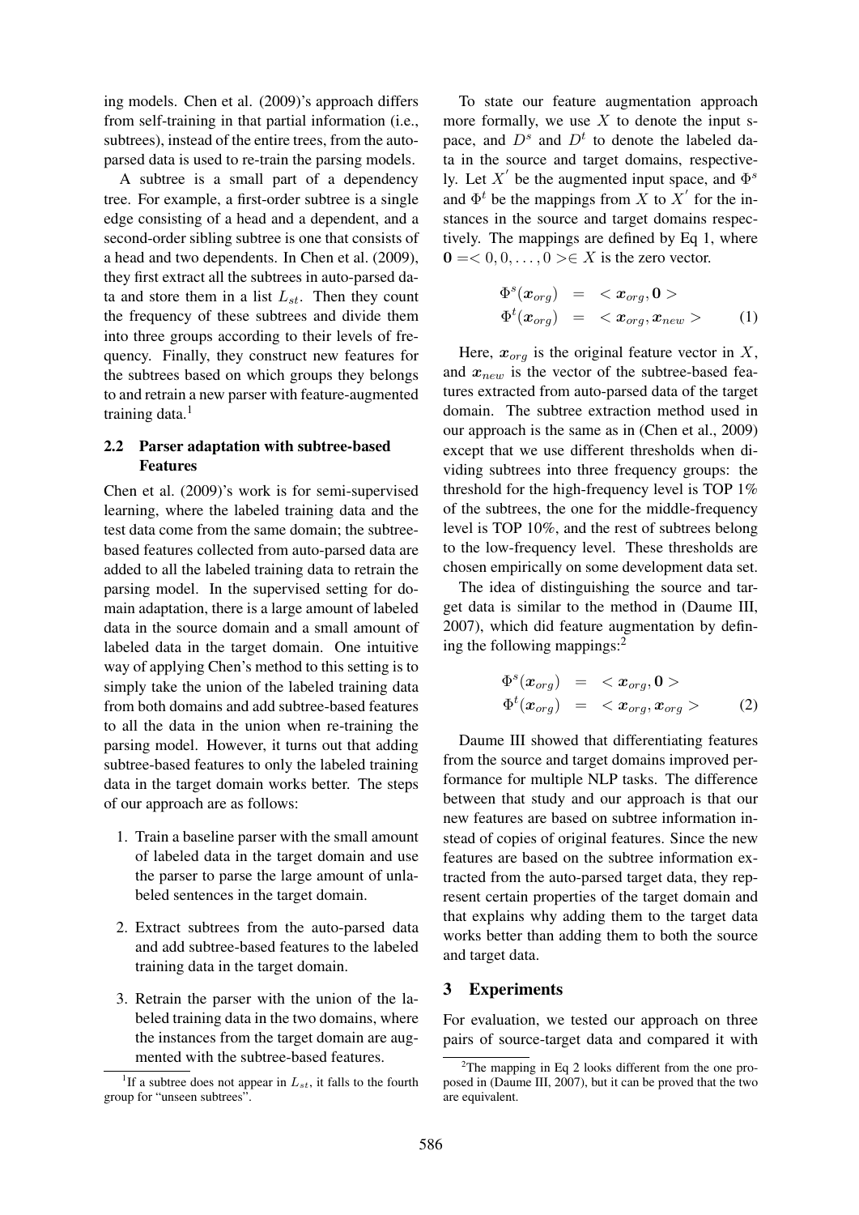ing models. Chen et al. (2009)'s approach differs from self-training in that partial information (i.e., subtrees), instead of the entire trees, from the auto-parsed data is used to re-train the parsing models.

A subtree is a small part of a dependency tree. For example, a first-order subtree is a single edge consisting of a head and a dependent, and a second-order sibling subtree is one that consists of a head and two dependents. In Chen et al. (2009), they first extract all the subtrees in auto-parsed data and store them in a list $L_{st}$. Then they count the frequency of these subtrees and divide them into three groups according to their levels of frequency. Finally, they construct new features for the subtrees based on which groups they belongs to and retrain a new parser with feature-augmented training data.[1]

### 2.2 Parser adaptation with subtree-based Features

Chen et al. (2009)'s work is for semi-supervised learning, where the labeled training data and the test data come from the same domain; the subtree-based features collected from auto-parsed data are added to all the labeled training data to retrain the parsing model. In the supervised setting for domain adaptation, there is a large amount of labeled data in the source domain and a small amount of labeled data in the target domain. One intuitive way of applying Chen's method to this setting is to simply take the union of the labeled training data from both domains and add subtree-based features to all the data in the union when re-training the parsing model. However, it turns out that adding subtree-based features to only the labeled training data in the target domain works better. The steps of our approach are as follows:

1. Train a baseline parser with the small amount of labeled data in the target domain and use the parser to parse the large amount of unlabeled sentences in the target domain.
2. Extract subtrees from the auto-parsed data and add subtree-based features to the labeled training data in the target domain.
3. Retrain the parser with the union of the labeled training data in the two domains, where the instances from the target domain are augmented with the subtree-based features.

To state our feature augmentation approach more formally, we use $X$ to denote the input space, and $D^s$ and $D^t$ to denote the labeled data in the source and target domains, respectively. Let $X'$ be the augmented input space, and $\Phi^s$ and $\Phi^t$ be the mappings from $X$ to $X'$ for the instances in the source and target domains respectively. The mappings are defined by Eq 1, where $\mathbf{0} =< 0, 0, \ldots, 0 >\in X$ is the zero vector.

$$
\begin{aligned}
\Phi^s(\boldsymbol{x}_{org}) &= <\boldsymbol{x}_{org}, \mathbf{0}> \\
\Phi^t(\boldsymbol{x}_{org}) &= <\boldsymbol{x}_{org}, \boldsymbol{x}_{new}>
\end{aligned} \tag{1}
$$

Here, $\boldsymbol{x}_{org}$ is the original feature vector in $X$, and $\boldsymbol{x}_{new}$ is the vector of the subtree-based features extracted from auto-parsed data of the target domain. The subtree extraction method used in our approach is the same as in (Chen et al., 2009) except that we use different thresholds when dividing subtrees into three frequency groups: the threshold for the high-frequency level is TOP 1% of the subtrees, the one for the middle-frequency level is TOP 10%, and the rest of subtrees belong to the low-frequency level. These thresholds are chosen empirically on some development data set.

The idea of distinguishing the source and target data is similar to the method in (Daume III, 2007), which did feature augmentation by defining the following mappings:[2]

$$
\begin{aligned}
\Phi^s(\boldsymbol{x}_{org}) &= <\boldsymbol{x}_{org}, \mathbf{0}> \\
\Phi^t(\boldsymbol{x}_{org}) &= <\boldsymbol{x}_{org}, \boldsymbol{x}_{org}>
\end{aligned} \tag{2}
$$

Daume III showed that differentiating features from the source and target domains improved performance for multiple NLP tasks. The difference between that study and our approach is that our new features are based on subtree information instead of copies of original features. Since the new features are based on the subtree information extracted from the auto-parsed target data, they represent certain properties of the target domain and that explains why adding them to the target data works better than adding them to both the source and target data.

## 3 Experiments

For evaluation, we tested our approach on three pairs of source-target data and compared it with

[1] If a subtree does not appear in $L_{st}$, it falls to the fourth group for "unseen subtrees".

[2] The mapping in Eq 2 looks different from the one proposed in (Daume III, 2007), but it can be proved that the two are equivalent.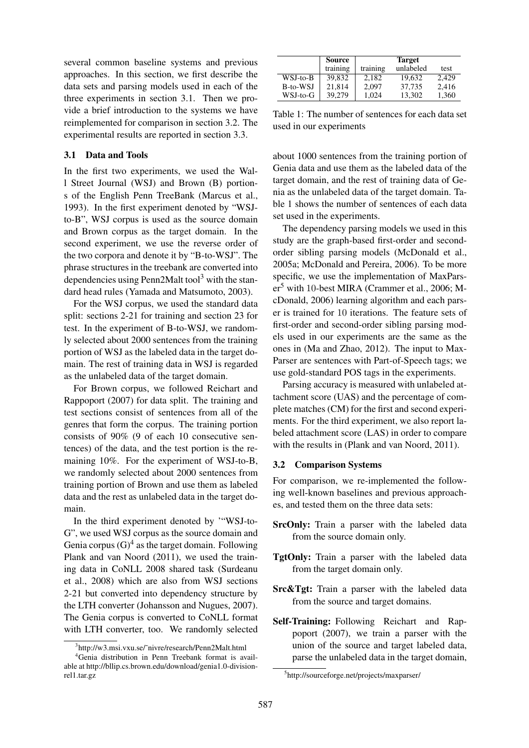several common baseline systems and previous approaches. In this section, we first describe the data sets and parsing models used in each of the three experiments in section 3.1. Then we provide a brief introduction to the systems we have reimplemented for comparison in section 3.2. The experimental results are reported in section 3.3.

### 3.1 Data and Tools

In the first two experiments, we used the Wall Street Journal (WSJ) and Brown (B) portions of the English Penn TreeBank (Marcus et al., 1993). In the first experiment denoted by "WSJ-to-B", WSJ corpus is used as the source domain and Brown corpus as the target domain. In the second experiment, we use the reverse order of the two corpora and denote it by "B-to-WSJ". The phrase structures in the treebank are converted into dependencies using Penn2Malt tool[3] with the standard head rules (Yamada and Matsumoto, 2003).

For the WSJ corpus, we used the standard data split: sections 2-21 for training and section 23 for test. In the experiment of B-to-WSJ, we randomly selected about 2000 sentences from the training portion of WSJ as the labeled data in the target domain. The rest of training data in WSJ is regarded as the unlabeled data of the target domain.

For Brown corpus, we followed Reichart and Rappoport (2007) for data split. The training and test sections consist of sentences from all of the genres that form the corpus. The training portion consists of 90% (9 of each 10 consecutive sentences) of the data, and the test portion is the remaining 10%. For the experiment of WSJ-to-B, we randomly selected about 2000 sentences from training portion of Brown and use them as labeled data and the rest as unlabeled data in the target domain.

In the third experiment denoted by '"WSJ-to-G", we used WSJ corpus as the source domain and Genia corpus (G)[4] as the target domain. Following Plank and van Noord (2011), we used the training data in CoNLL 2008 shared task (Surdeanu et al., 2008) which are also from WSJ sections 2-21 but converted into dependency structure by the LTH converter (Johansson and Nugues, 2007). The Genia corpus is converted to CoNLL format with LTH converter, too. We randomly selected about 1000 sentences from the training portion of Genia data and use them as the labeled data of the target domain, and the rest of training data of Genia as the unlabeled data of the target domain. Table 1 shows the number of sentences of each data set used in the experiments.

| | Source | Target | | |
|---|---|---|---|---|
| | training | training | unlabeled | test |
| WSJ-to-B | 39,832 | 2,182 | 19,632 | 2,429 |
| B-to-WSJ | 21,814 | 2,097 | 37,735 | 2,416 |
| WSJ-to-G | 39,279 | 1,024 | 13,302 | 1,360 |

Table 1: The number of sentences for each data set used in our experiments

The dependency parsing models we used in this study are the graph-based first-order and second-order sibling parsing models (McDonald et al., 2005a; McDonald and Pereira, 2006). To be more specific, we use the implementation of MaxParser[5] with 10-best MIRA (Crammer et al., 2006; McDonald, 2006) learning algorithm and each parser is trained for 10 iterations. The feature sets of first-order and second-order sibling parsing models used in our experiments are the same as the ones in (Ma and Zhao, 2012). The input to MaxParser are sentences with Part-of-Speech tags; we use gold-standard POS tags in the experiments.

Parsing accuracy is measured with unlabeled attachment score (UAS) and the percentage of complete matches (CM) for the first and second experiments. For the third experiment, we also report labeled attachment score (LAS) in order to compare with the results in (Plank and van Noord, 2011).

### 3.2 Comparison Systems

For comparison, we re-implemented the following well-known baselines and previous approaches, and tested them on the three data sets:

**SrcOnly:** Train a parser with the labeled data from the source domain only.

**TgtOnly:** Train a parser with the labeled data from the target domain only.

**Src&Tgt:** Train a parser with the labeled data from the source and target domains.

**Self-Training:** Following Reichart and Rappoport (2007), we train a parser with the union of the source and target labeled data, parse the unlabeled data in the target domain,

[3] http://w3.msi.vxu.se/˜nivre/research/Penn2Malt.html

[4] Genia distribution in Penn Treebank format is available at http://bllip.cs.brown.edu/download/genia1.0-division-rel1.tar.gz

[5] http://sourceforge.net/projects/maxparser/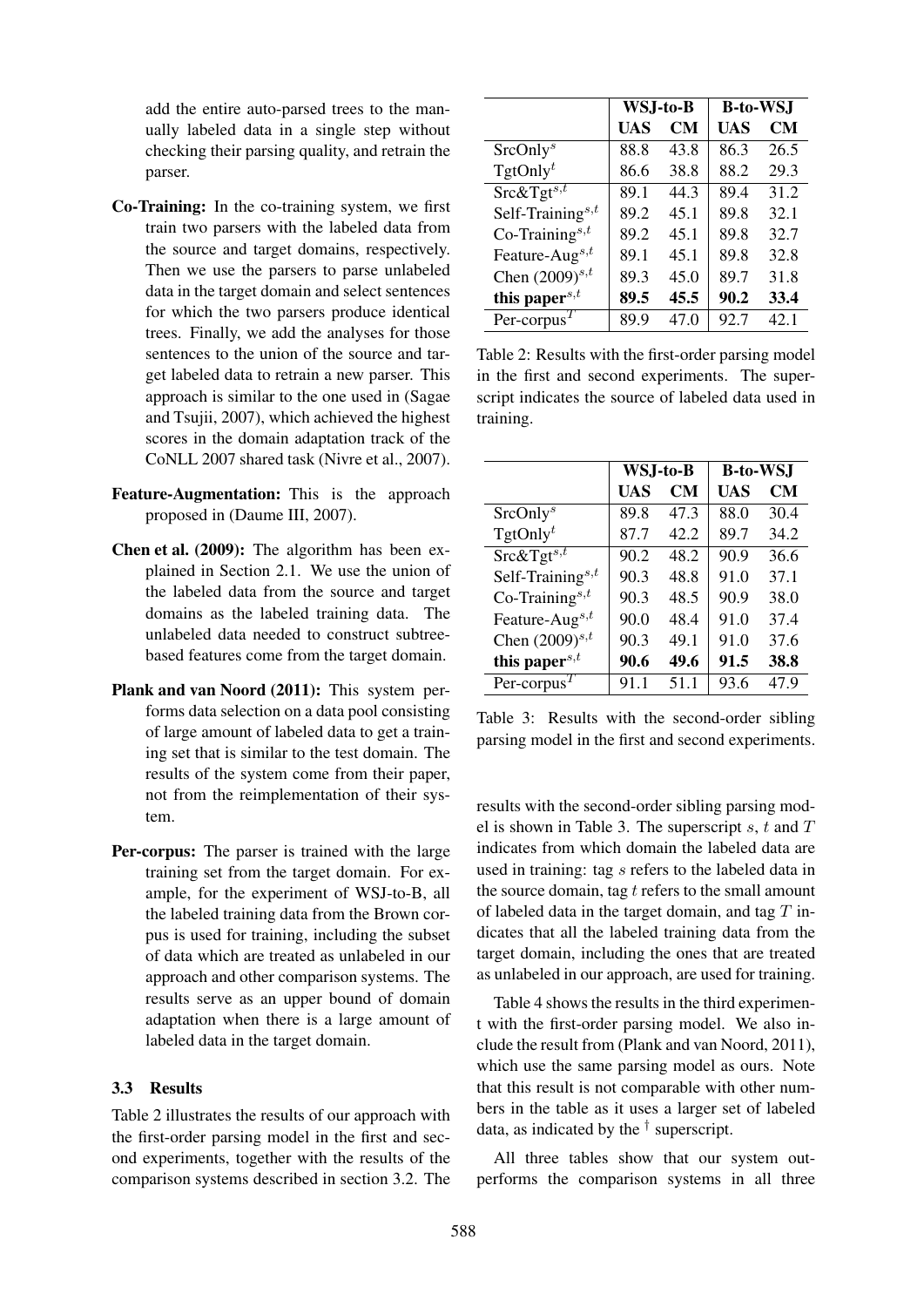add the entire auto-parsed trees to the manually labeled data in a single step without checking their parsing quality, and retrain the parser.

**Co-Training:** In the co-training system, we first train two parsers with the labeled data from the source and target domains, respectively. Then we use the parsers to parse unlabeled data in the target domain and select sentences for which the two parsers produce identical trees. Finally, we add the analyses for those sentences to the union of the source and target labeled data to retrain a new parser. This approach is similar to the one used in (Sagae and Tsujii, 2007), which achieved the highest scores in the domain adaptation track of the CoNLL 2007 shared task (Nivre et al., 2007).

**Feature-Augmentation:** This is the approach proposed in (Daume III, 2007).

**Chen et al. (2009):** The algorithm has been explained in Section 2.1. We use the union of the labeled data from the source and target domains as the labeled training data. The unlabeled data needed to construct subtree-based features come from the target domain.

**Plank and van Noord (2011):** This system performs data selection on a data pool consisting of large amount of labeled data to get a training set that is similar to the test domain. The results of the system come from their paper, not from the reimplementation of their system.

**Per-corpus:** The parser is trained with the large training set from the target domain. For example, for the experiment of WSJ-to-B, all the labeled training data from the Brown corpus is used for training, including the subset of data which are treated as unlabeled in our approach and other comparison systems. The results serve as an upper bound of domain adaptation when there is a large amount of labeled data in the target domain.

### 3.3 Results

Table 2 illustrates the results of our approach with the first-order parsing model in the first and second experiments, together with the results of the comparison systems described in section 3.2. The results with the second-order sibling parsing model is shown in Table 3. The superscript $s$, $t$ and $T$ indicates from which domain the labeled data are used in training: tag $s$ refers to the labeled data in the source domain, tag $t$ refers to the small amount of labeled data in the target domain, and tag $T$ indicates that all the labeled training data from the target domain, including the ones that are treated as unlabeled in our approach, are used for training.

| | **WSJ-to-B** | | **B-to-WSJ** | |
|---|---|---|---|---|
| | **UAS** | **CM** | **UAS** | **CM** |
| SrcOnly$^{s}$ | 88.8 | 43.8 | 86.3 | 26.5 |
| TgtOnly$^{t}$ | 86.6 | 38.8 | 88.2 | 29.3 |
| Src&Tgt$^{s,t}$ | 89.1 | 44.3 | 89.4 | 31.2 |
| Self-Training$^{s,t}$ | 89.2 | 45.1 | 89.8 | 32.1 |
| Co-Training$^{s,t}$ | 89.2 | 45.1 | 89.8 | 32.7 |
| Feature-Aug$^{s,t}$ | 89.1 | 45.1 | 89.8 | 32.8 |
| Chen (2009)$^{s,t}$ | 89.3 | 45.0 | 89.7 | 31.8 |
| **this paper**$^{s,t}$ | **89.5** | **45.5** | **90.2** | **33.4** |
| Per-corpus$^{T}$ | 89.9 | 47.0 | 92.7 | 42.1 |

Table 2: Results with the first-order parsing model in the first and second experiments. The superscript indicates the source of labeled data used in training.

| | **WSJ-to-B** | | **B-to-WSJ** | |
|---|---|---|---|---|
| | **UAS** | **CM** | **UAS** | **CM** |
| SrcOnly$^{s}$ | 89.8 | 47.3 | 88.0 | 30.4 |
| TgtOnly$^{t}$ | 87.7 | 42.2 | 89.7 | 34.2 |
| Src&Tgt$^{s,t}$ | 90.2 | 48.2 | 90.9 | 36.6 |
| Self-Training$^{s,t}$ | 90.3 | 48.8 | 91.0 | 37.1 |
| Co-Training$^{s,t}$ | 90.3 | 48.5 | 90.9 | 38.0 |
| Feature-Aug$^{s,t}$ | 90.0 | 48.4 | 91.0 | 37.4 |
| Chen (2009)$^{s,t}$ | 90.3 | 49.1 | 91.0 | 37.6 |
| **this paper**$^{s,t}$ | **90.6** | **49.6** | **91.5** | **38.8** |
| Per-corpus$^{T}$ | 91.1 | 51.1 | 93.6 | 47.9 |

Table 3: Results with the second-order sibling parsing model in the first and second experiments.

Table 4 shows the results in the third experiment with the first-order parsing model. We also include the result from (Plank and van Noord, 2011), which use the same parsing model as ours. Note that this result is not comparable with other numbers in the table as it uses a larger set of labeled data, as indicated by the $^{\dagger}$ superscript.

All three tables show that our system outperforms the comparison systems in all three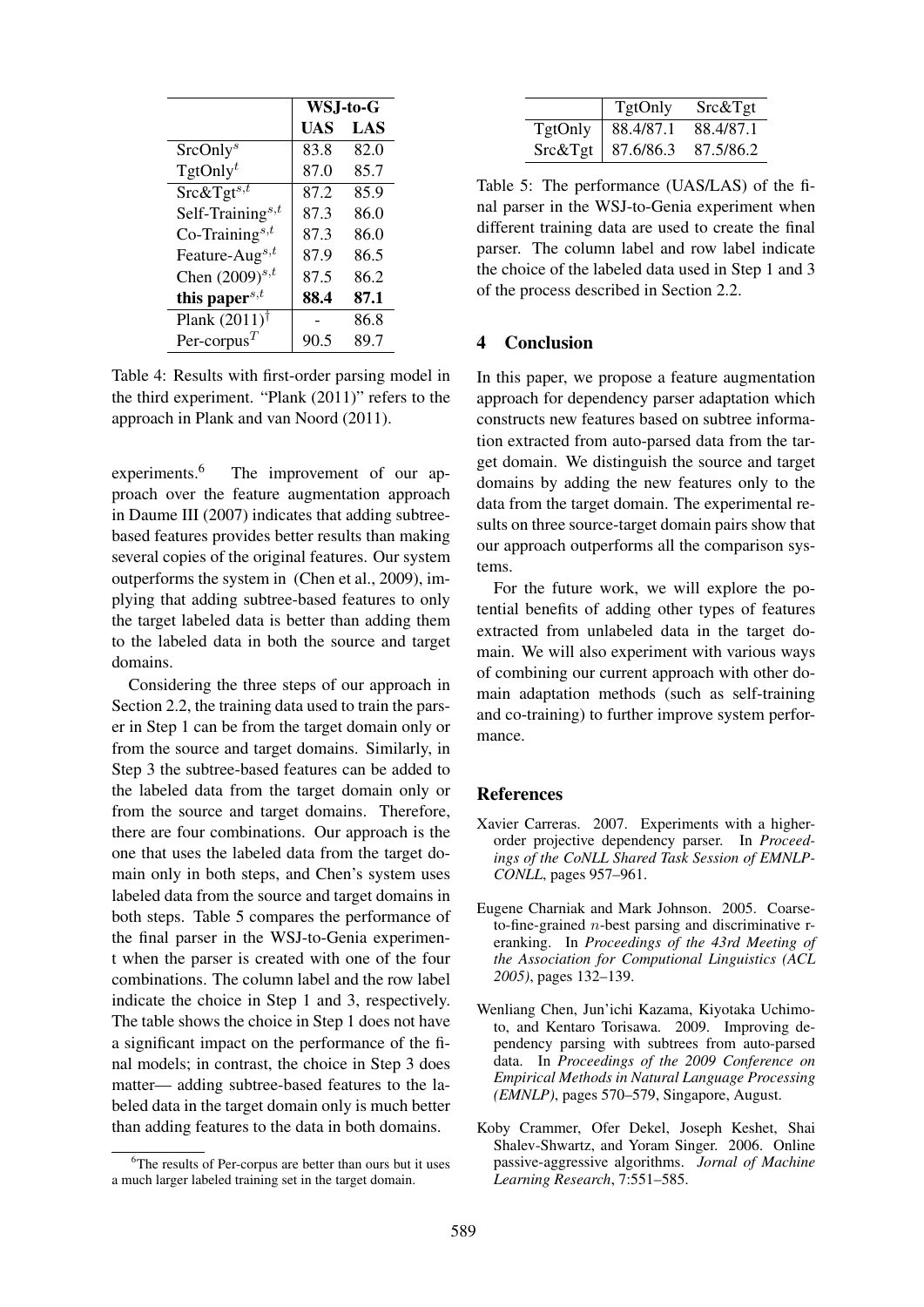| | WSJ-to-G | |
|---|---|---|
| | **UAS** | **LAS** |
| SrcOnly$^{s}$ | 83.8 | 82.0 |
| TgtOnly$^{t}$ | 87.0 | 85.7 |
| Src&Tgt$^{s,t}$ | 87.2 | 85.9 |
| Self-Training$^{s,t}$ | 87.3 | 86.0 |
| Co-Training$^{s,t}$ | 87.3 | 86.0 |
| Feature-Aug$^{s,t}$ | 87.9 | 86.5 |
| Chen (2009)$^{s,t}$ | 87.5 | 86.2 |
| **this paper**$^{s,t}$ | **88.4** | **87.1** |
| Plank (2011)$^{\dagger}$ | - | 86.8 |
| Per-corpus$^{T}$ | 90.5 | 89.7 |

Table 4: Results with first-order parsing model in the third experiment. "Plank (2011)" refers to the approach in Plank and van Noord (2011).

experiments.[6] The improvement of our approach over the feature augmentation approach in Daume III (2007) indicates that adding subtree-based features provides better results than making several copies of the original features. Our system outperforms the system in (Chen et al., 2009), implying that adding subtree-based features to only the target labeled data is better than adding them to the labeled data in both the source and target domains.

Considering the three steps of our approach in Section 2.2, the training data used to train the parser in Step 1 can be from the target domain only or from the source and target domains. Similarly, in Step 3 the subtree-based features can be added to the labeled data from the target domain only or from the source and target domains. Therefore, there are four combinations. Our approach is the one that uses the labeled data from the target domain only in both steps, and Chen's system uses labeled data from the source and target domains in both steps. Table 5 compares the performance of the final parser in the WSJ-to-Genia experiment when the parser is created with one of the four combinations. The column label and the row label indicate the choice in Step 1 and 3, respectively. The table shows the choice in Step 1 does not have a significant impact on the performance of the final models; in contrast, the choice in Step 3 does matter— adding subtree-based features to the labeled data in the target domain only is much better than adding features to the data in both domains.

[6] The results of Per-corpus are better than ours but it uses a much larger labeled training set in the target domain.

| | TgtOnly | Src&Tgt |
|---|---|---|
| TgtOnly | 88.4/87.1 | 88.4/87.1 |
| Src&Tgt | 87.6/86.3 | 87.5/86.2 |

Table 5: The performance (UAS/LAS) of the final parser in the WSJ-to-Genia experiment when different training data are used to create the final parser. The column label and row label indicate the choice of the labeled data used in Step 1 and 3 of the process described in Section 2.2.

## 4 Conclusion

In this paper, we propose a feature augmentation approach for dependency parser adaptation which constructs new features based on subtree information extracted from auto-parsed data from the target domain. We distinguish the source and target domains by adding the new features only to the data from the target domain. The experimental results on three source-target domain pairs show that our approach outperforms all the comparison systems.

For the future work, we will explore the potential benefits of adding other types of features extracted from unlabeled data in the target domain. We will also experiment with various ways of combining our current approach with other domain adaptation methods (such as self-training and co-training) to further improve system performance.

## References

Xavier Carreras. 2007. Experiments with a higher-order projective dependency parser. In *Proceedings of the CoNLL Shared Task Session of EMNLP-CONLL*, pages 957–961.

Eugene Charniak and Mark Johnson. 2005. Coarse-to-fine-grained $n$-best parsing and discriminative reranking. In *Proceedings of the 43rd Meeting of the Association for Computional Linguistics (ACL 2005)*, pages 132–139.

Wenliang Chen, Jun'ichi Kazama, Kiyotaka Uchimoto, and Kentaro Torisawa. 2009. Improving dependency parsing with subtrees from auto-parsed data. In *Proceedings of the 2009 Conference on Empirical Methods in Natural Language Processing (EMNLP)*, pages 570–579, Singapore, August.

Koby Crammer, Ofer Dekel, Joseph Keshet, Shai Shalev-Shwartz, and Yoram Singer. 2006. Online passive-aggressive algorithms. *Jornal of Machine Learning Research*, 7:551–585.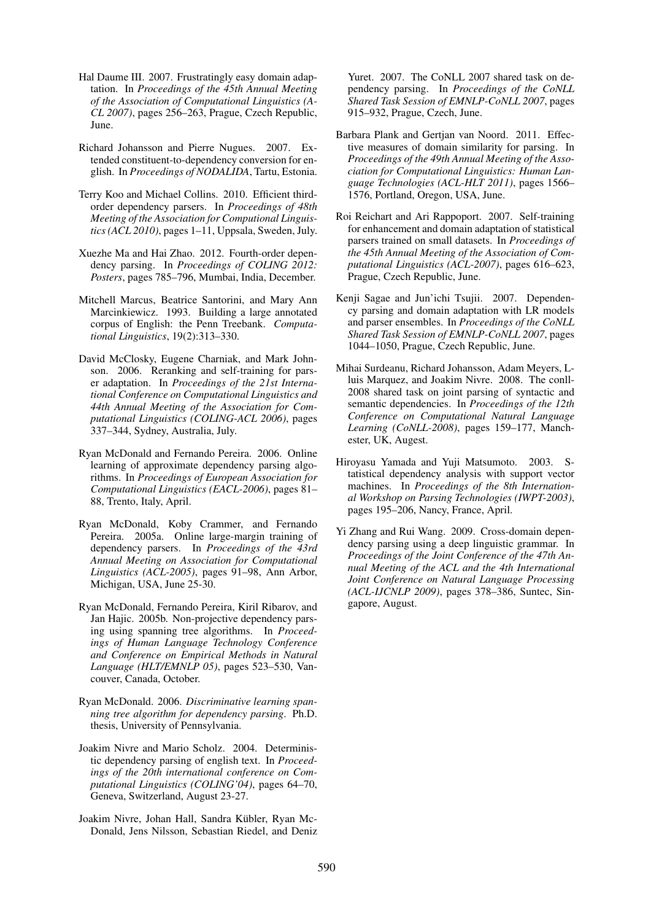Hal Daume III. 2007. Frustratingly easy domain adaptation. In *Proceedings of the 45th Annual Meeting of the Association of Computational Linguistics (ACL 2007)*, pages 256–263, Prague, Czech Republic, June.

Richard Johansson and Pierre Nugues. 2007. Extended constituent-to-dependency conversion for english. In *Proceedings of NODALIDA*, Tartu, Estonia.

Terry Koo and Michael Collins. 2010. Efficient third-order dependency parsers. In *Proceedings of 48th Meeting of the Association for Computional Linguistics (ACL 2010)*, pages 1–11, Uppsala, Sweden, July.

Xuezhe Ma and Hai Zhao. 2012. Fourth-order dependency parsing. In *Proceedings of COLING 2012: Posters*, pages 785–796, Mumbai, India, December.

Mitchell Marcus, Beatrice Santorini, and Mary Ann Marcinkiewicz. 1993. Building a large annotated corpus of English: the Penn Treebank. *Computational Linguistics*, 19(2):313–330.

David McClosky, Eugene Charniak, and Mark Johnson. 2006. Reranking and self-training for parser adaptation. In *Proceedings of the 21st International Conference on Computational Linguistics and 44th Annual Meeting of the Association for Computational Linguistics (COLING-ACL 2006)*, pages 337–344, Sydney, Australia, July.

Ryan McDonald and Fernando Pereira. 2006. Online learning of approximate dependency parsing algorithms. In *Proceedings of European Association for Computational Linguistics (EACL-2006)*, pages 81–88, Trento, Italy, April.

Ryan McDonald, Koby Crammer, and Fernando Pereira. 2005a. Online large-margin training of dependency parsers. In *Proceedings of the 43rd Annual Meeting on Association for Computational Linguistics (ACL-2005)*, pages 91–98, Ann Arbor, Michigan, USA, June 25-30.

Ryan McDonald, Fernando Pereira, Kiril Ribarov, and Jan Hajic. 2005b. Non-projective dependency parsing using spanning tree algorithms. In *Proceedings of Human Language Technology Conference and Conference on Empirical Methods in Natural Language (HLT/EMNLP 05)*, pages 523–530, Vancouver, Canada, October.

Ryan McDonald. 2006. *Discriminative learning spanning tree algorithm for dependency parsing*. Ph.D. thesis, University of Pennsylvania.

Joakim Nivre and Mario Scholz. 2004. Deterministic dependency parsing of english text. In *Proceedings of the 20th international conference on Computational Linguistics (COLING'04)*, pages 64–70, Geneva, Switzerland, August 23-27.

Joakim Nivre, Johan Hall, Sandra Kübler, Ryan McDonald, Jens Nilsson, Sebastian Riedel, and Deniz Yuret. 2007. The CoNLL 2007 shared task on dependency parsing. In *Proceedings of the CoNLL Shared Task Session of EMNLP-CoNLL 2007*, pages 915–932, Prague, Czech, June.

Barbara Plank and Gertjan van Noord. 2011. Effective measures of domain similarity for parsing. In *Proceedings of the 49th Annual Meeting of the Association for Computational Linguistics: Human Language Technologies (ACL-HLT 2011)*, pages 1566–1576, Portland, Oregon, USA, June.

Roi Reichart and Ari Rappoport. 2007. Self-training for enhancement and domain adaptation of statistical parsers trained on small datasets. In *Proceedings of the 45th Annual Meeting of the Association of Computational Linguistics (ACL-2007)*, pages 616–623, Prague, Czech Republic, June.

Kenji Sagae and Jun'ichi Tsujii. 2007. Dependency parsing and domain adaptation with LR models and parser ensembles. In *Proceedings of the CoNLL Shared Task Session of EMNLP-CoNLL 2007*, pages 1044–1050, Prague, Czech Republic, June.

Mihai Surdeanu, Richard Johansson, Adam Meyers, Lluis Marquez, and Joakim Nivre. 2008. The conll-2008 shared task on joint parsing of syntactic and semantic dependencies. In *Proceedings of the 12th Conference on Computational Natural Language Learning (CoNLL-2008)*, pages 159–177, Manchester, UK, Augest.

Hiroyasu Yamada and Yuji Matsumoto. 2003. Statistical dependency analysis with support vector machines. In *Proceedings of the 8th International Workshop on Parsing Technologies (IWPT-2003)*, pages 195–206, Nancy, France, April.

Yi Zhang and Rui Wang. 2009. Cross-domain dependency parsing using a deep linguistic grammar. In *Proceedings of the Joint Conference of the 47th Annual Meeting of the ACL and the 4th International Joint Conference on Natural Language Processing (ACL-IJCNLP 2009)*, pages 378–386, Suntec, Singapore, August.